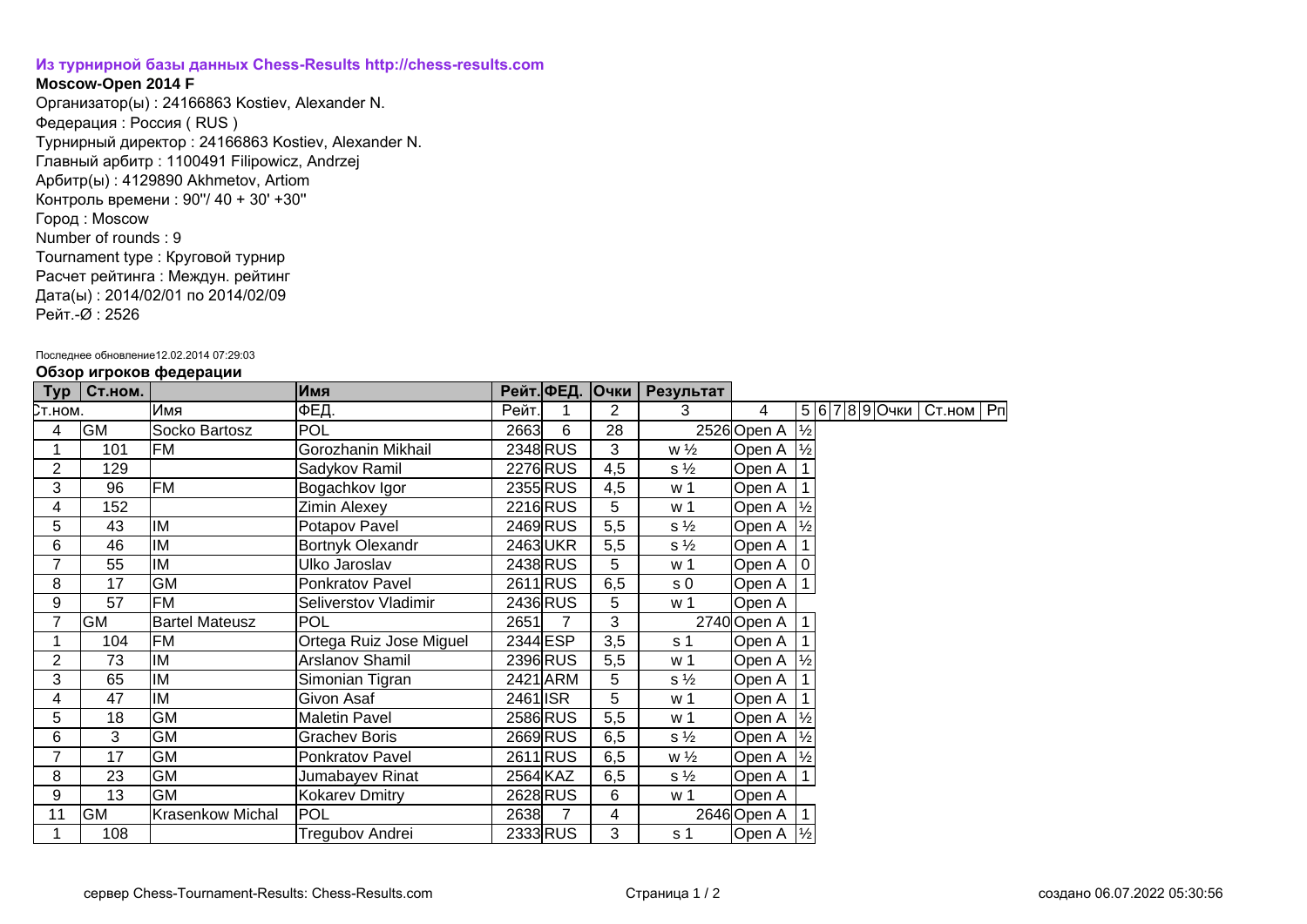**Из турнирной базы данных Chess-Results http://chess-results.com**

**Moscow-Open 2014 F**

Организатор(ы) : 24166863 Kostiev, Alexander N.
Федерация : Россия ( RUS )
Турнирный директор : 24166863 Kostiev, Alexander N.
Главный арбитр : 1100491 Filipowicz, Andrzej
Арбитр(ы) : 4129890 Akhmetov, Artiom
Контроль времени : 90''/ 40 + 30' +30''
Город : Moscow
Number of rounds : 9
Tournament type : Круговой турнир
Расчет рейтинга : Междун. рейтинг
Дата(ы) : 2014/02/01 по 2014/02/09
Рейт.-Ø : 2526

Последнее обновление12.02.2014 07:29:03

**Обзор игроков федерации**

| Тур | Ст.ном. | | Имя | Рейт. | ФЕД. | Очки | Результат | | | | | | | | |
|---|---|---|---|---|---|---|---|---|---|---|---|---|---|---|---|
| Ст.ном. | | Имя | ФЕД. | Рейт. | 1 | 2 | 3 | 4 | 5 | 6 | 7 | 8 | 9 | Очки | Ст.ном | Рп |
| 4 | GM | Socko Bartosz | POL | 2663 | 6 | 28 | 2526 | Open A | ½ | | | | | | |
| 1 | 101 | FM | Gorozhanin Mikhail | 2348 | RUS | 3 | w ½ | Open A | ½ | | | | | | |
| 2 | 129 | | Sadykov Ramil | 2276 | RUS | 4,5 | s ½ | Open A | 1 | | | | | | |
| 3 | 96 | FM | Bogachkov Igor | 2355 | RUS | 4,5 | w 1 | Open A | 1 | | | | | | |
| 4 | 152 | | Zimin Alexey | 2216 | RUS | 5 | w 1 | Open A | ½ | | | | | | |
| 5 | 43 | IM | Potapov Pavel | 2469 | RUS | 5,5 | s ½ | Open A | ½ | | | | | | |
| 6 | 46 | IM | Bortnyk Olexandr | 2463 | UKR | 5,5 | s ½ | Open A | 1 | | | | | | |
| 7 | 55 | IM | Ulko Jaroslav | 2438 | RUS | 5 | w 1 | Open A | 0 | | | | | | |
| 8 | 17 | GM | Ponkratov Pavel | 2611 | RUS | 6,5 | s 0 | Open A | 1 | | | | | | |
| 9 | 57 | FM | Seliverstov Vladimir | 2436 | RUS | 5 | w 1 | Open A | | | | | | | |
| 7 | GM | Bartel Mateusz | POL | 2651 | 7 | 3 | 2740 | Open A | 1 | | | | | | |
| 1 | 104 | FM | Ortega Ruiz Jose Miguel | 2344 | ESP | 3,5 | s 1 | Open A | 1 | | | | | | |
| 2 | 73 | IM | Arslanov Shamil | 2396 | RUS | 5,5 | w 1 | Open A | ½ | | | | | | |
| 3 | 65 | IM | Simonian Tigran | 2421 | ARM | 5 | s ½ | Open A | 1 | | | | | | |
| 4 | 47 | IM | Givon Asaf | 2461 | ISR | 5 | w 1 | Open A | 1 | | | | | | |
| 5 | 18 | GM | Maletin Pavel | 2586 | RUS | 5,5 | w 1 | Open A | ½ | | | | | | |
| 6 | 3 | GM | Grachev Boris | 2669 | RUS | 6,5 | s ½ | Open A | ½ | | | | | | |
| 7 | 17 | GM | Ponkratov Pavel | 2611 | RUS | 6,5 | w ½ | Open A | ½ | | | | | | |
| 8 | 23 | GM | Jumabayev Rinat | 2564 | KAZ | 6,5 | s ½ | Open A | 1 | | | | | | |
| 9 | 13 | GM | Kokarev Dmitry | 2628 | RUS | 6 | w 1 | Open A | | | | | | | |
| 11 | GM | Krasenkow Michal | POL | 2638 | 7 | 4 | 2646 | Open A | 1 | | | | | | |
| 1 | 108 | | Tregubov Andrei | 2333 | RUS | 3 | s 1 | Open A | ½ | | | | | | |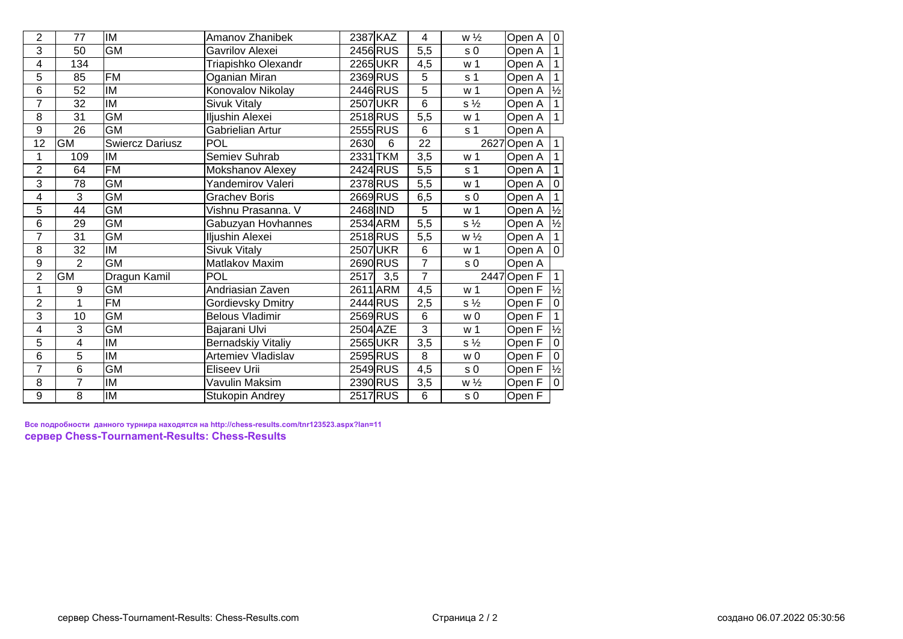| | | | | | | | | | |
|---|---|---|---|---|---|---|---|---|---|
| 2 | 77 | IM | Amanov Zhanibek | 2387 | KAZ | 4 | w ½ | Open A | 0 |
| 3 | 50 | GM | Gavrilov Alexei | 2456 | RUS | 5,5 | s 0 | Open A | 1 |
| 4 | 134 | | Triapishko Olexandr | 2265 | UKR | 4,5 | w 1 | Open A | 1 |
| 5 | 85 | FM | Oganian Miran | 2369 | RUS | 5 | s 1 | Open A | 1 |
| 6 | 52 | IM | Konovalov Nikolay | 2446 | RUS | 5 | w 1 | Open A | ½ |
| 7 | 32 | IM | Sivuk Vitaly | 2507 | UKR | 6 | s ½ | Open A | 1 |
| 8 | 31 | GM | Iljushin Alexei | 2518 | RUS | 5,5 | w 1 | Open A | 1 |
| 9 | 26 | GM | Gabrielian Artur | 2555 | RUS | 6 | s 1 | Open A | |
| 12 | GM | Swiercz Dariusz | POL | 2630 | 6 | 22 | 2627 | Open A | 1 |
| 1 | 109 | IM | Semiev Suhrab | 2331 | TKM | 3,5 | w 1 | Open A | 1 |
| 2 | 64 | FM | Mokshanov Alexey | 2424 | RUS | 5,5 | s 1 | Open A | 1 |
| 3 | 78 | GM | Yandemirov Valeri | 2378 | RUS | 5,5 | w 1 | Open A | 0 |
| 4 | 3 | GM | Grachev Boris | 2669 | RUS | 6,5 | s 0 | Open A | 1 |
| 5 | 44 | GM | Vishnu Prasanna. V | 2468 | IND | 5 | w 1 | Open A | ½ |
| 6 | 29 | GM | Gabuzyan Hovhannes | 2534 | ARM | 5,5 | s ½ | Open A | ½ |
| 7 | 31 | GM | Iljushin Alexei | 2518 | RUS | 5,5 | w ½ | Open A | 1 |
| 8 | 32 | IM | Sivuk Vitaly | 2507 | UKR | 6 | w 1 | Open A | 0 |
| 9 | 2 | GM | Matlakov Maxim | 2690 | RUS | 7 | s 0 | Open A | |
| 2 | GM | Dragun Kamil | POL | 2517 | 3,5 | 7 | 2447 | Open F | 1 |
| 1 | 9 | GM | Andriasian Zaven | 2611 | ARM | 4,5 | w 1 | Open F | ½ |
| 2 | 1 | FM | Gordievsky Dmitry | 2444 | RUS | 2,5 | s ½ | Open F | 0 |
| 3 | 10 | GM | Belous Vladimir | 2569 | RUS | 6 | w 0 | Open F | 1 |
| 4 | 3 | GM | Bajarani Ulvi | 2504 | AZE | 3 | w 1 | Open F | ½ |
| 5 | 4 | IM | Bernadskiy Vitaliy | 2565 | UKR | 3,5 | s ½ | Open F | 0 |
| 6 | 5 | IM | Artemiev Vladislav | 2595 | RUS | 8 | w 0 | Open F | 0 |
| 7 | 6 | GM | Eliseev Urii | 2549 | RUS | 4,5 | s 0 | Open F | ½ |
| 8 | 7 | IM | Vavulin Maksim | 2390 | RUS | 3,5 | w ½ | Open F | 0 |
| 9 | 8 | IM | Stukopin Andrey | 2517 | RUS | 6 | s 0 | Open F | |

**Все подробности данного турнира находятся на http://chess-results.com/tnr123523.aspx?lan=11**
**сервер Chess-Tournament-Results: Chess-Results**